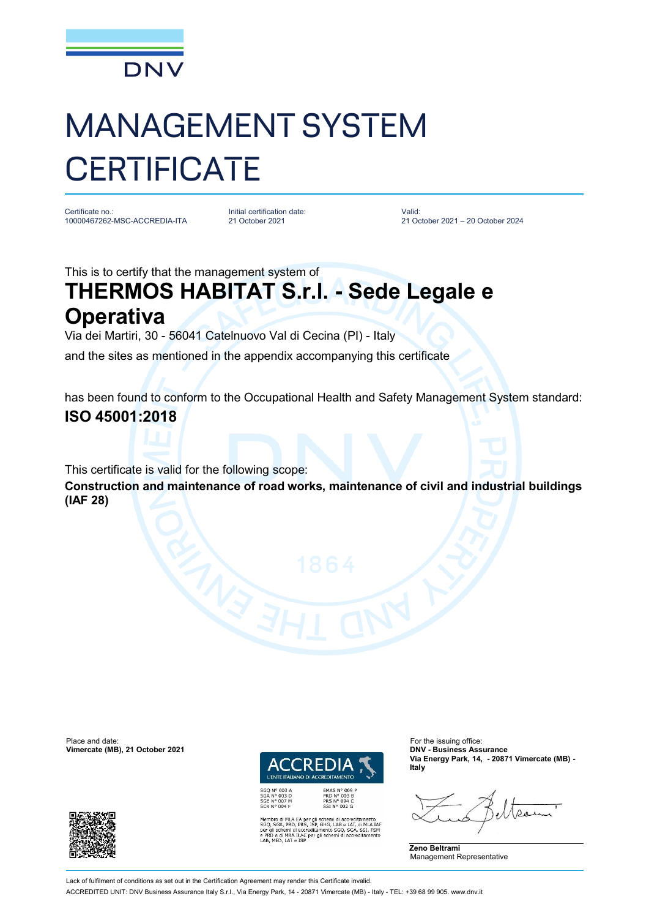DNV

# MANAGEMENT SYSTEM CERTIFICATE

| Certificate no.: | Initial certification date: | Valid: |
|---|---|---|
| 10000467262-MSC-ACCREDIA-ITA | 21 October 2021 | 21 October 2021 – 20 October 2024 |

This is to certify that the management system of

## THERMOS HABITAT S.r.l. - Sede Legale e Operativa

Via dei Martiri, 30 - 56041 Catelnuovo Val di Cecina (PI) - Italy

and the sites as mentioned in the appendix accompanying this certificate

has been found to conform to the Occupational Health and Safety Management System standard:

**ISO 45001:2018**

This certificate is valid for the following scope:

**Construction and maintenance of road works, maintenance of civil and industrial buildings (IAF 28)**

Place and date:
**Vimercate (MB), 21 October 2021**

ACCREDIA
L'ENTE ITALIANO DI ACCREDITAMENTO

SGQ N° 003 A
SGA N° 003 D
SGE N° 007 M
SCR N° 004 F

EMAS N° 009 P
PRD N° 003 B
PRS N° 094 C
SSI N° 002 G

Membro di MLA EA per gli schemi di accreditamento SGQ, SGA, PRD, PRS, ISP, GHG, LAB e LAT, di MLA IAF per gli schemi di accreditamento SGQ, SGA, SSI, FSM e PRD e di MRA ILAC per gli schemi di accreditamento LAB, MED, LAT e ISP

For the issuing office:
**DNV - Business Assurance**
**Via Energy Park, 14, - 20871 Vimercate (MB) - Italy**

**Zeno Beltrami**
Management Representative

Lack of fulfilment of conditions as set out in the Certification Agreement may render this Certificate invalid.

ACCREDITED UNIT: DNV Business Assurance Italy S.r.l., Via Energy Park, 14 - 20871 Vimercate (MB) - Italy - TEL: +39 68 99 905. www.dnv.it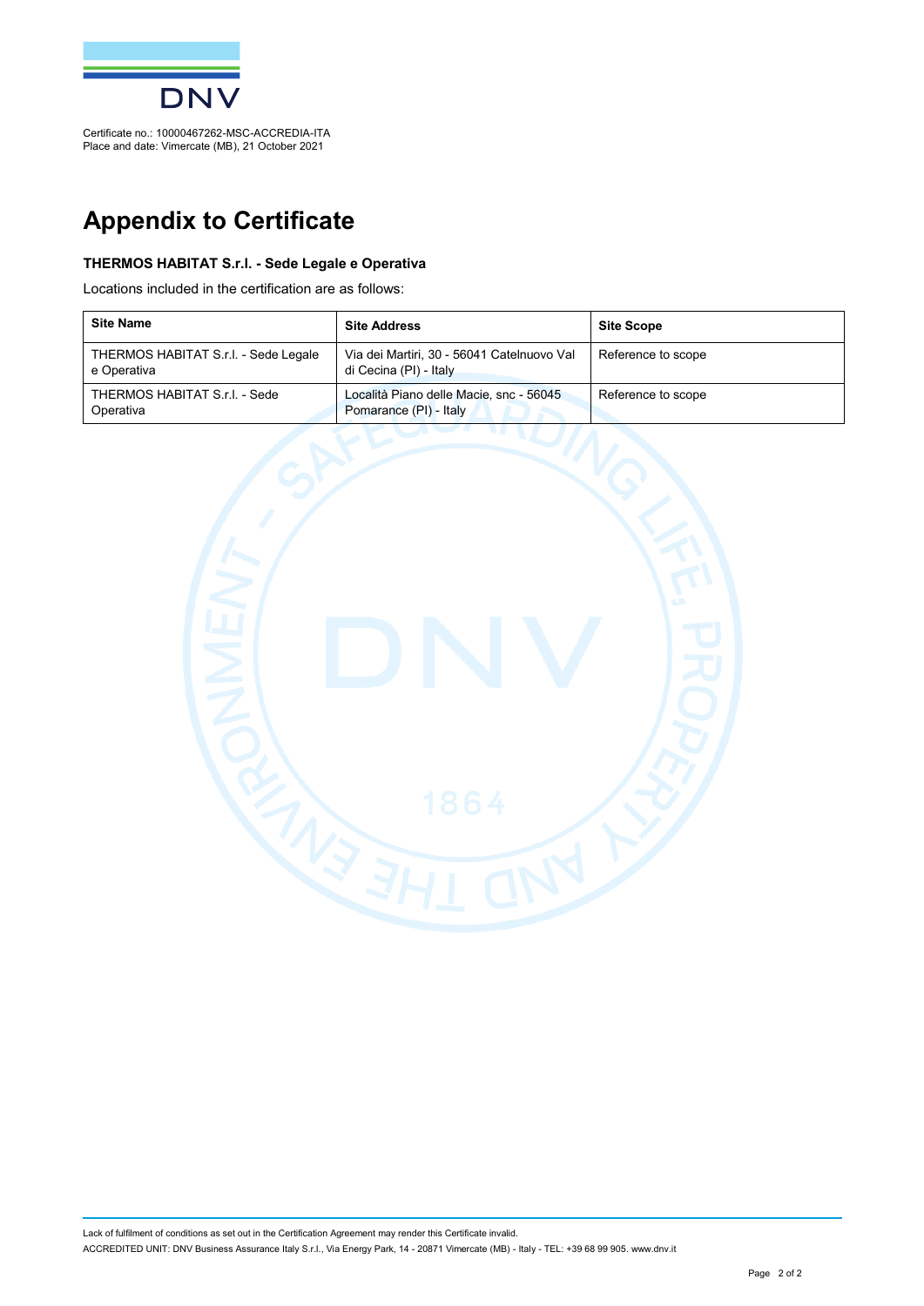Certificate no.: 10000467262-MSC-ACCREDIA-ITA
Place and date: Vimercate (MB), 21 October 2021

# Appendix to Certificate

**THERMOS HABITAT S.r.l. - Sede Legale e Operativa**

Locations included in the certification are as follows:

| Site Name | Site Address | Site Scope |
|---|---|---|
| THERMOS HABITAT S.r.l. - Sede Legale e Operativa | Via dei Martiri, 30 - 56041 Catelnuovo Val di Cecina (PI) - Italy | Reference to scope |
| THERMOS HABITAT S.r.l. - Sede Operativa | Località Piano delle Macie, snc - 56045 Pomarance (PI) - Italy | Reference to scope |

Lack of fulfilment of conditions as set out in the Certification Agreement may render this Certificate invalid.

ACCREDITED UNIT: DNV Business Assurance Italy S.r.l., Via Energy Park, 14 - 20871 Vimercate (MB) - Italy - TEL: +39 68 99 905. www.dnv.it